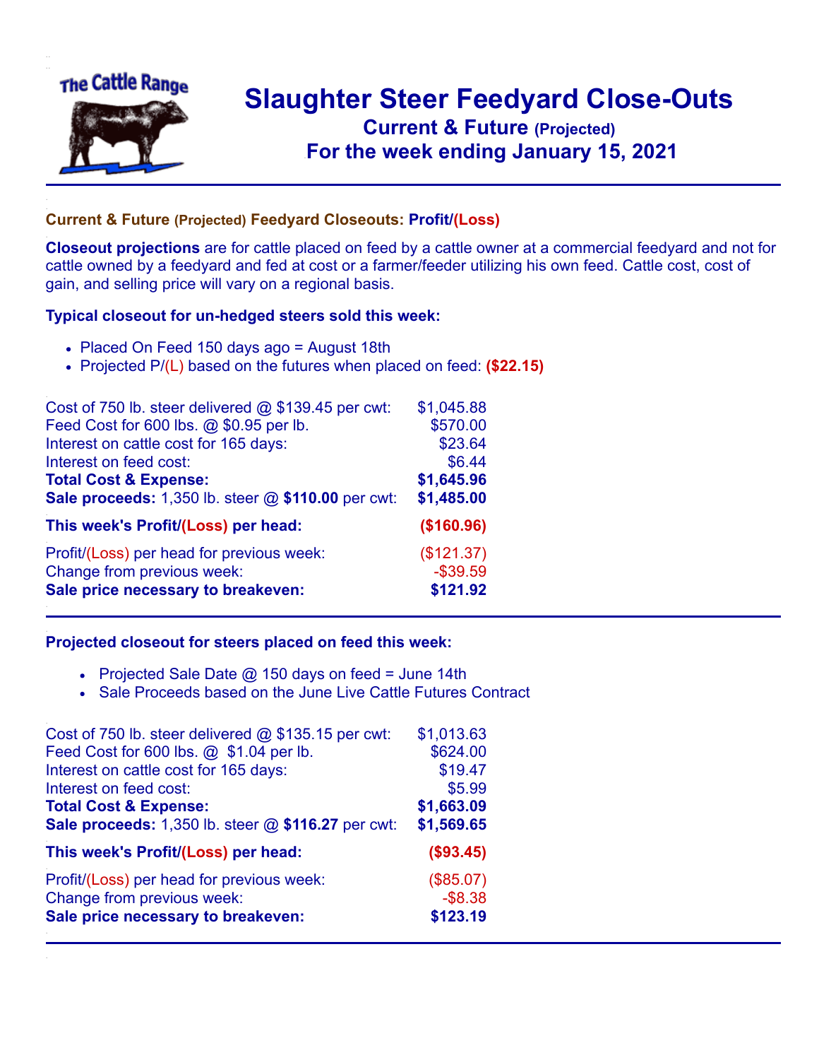# Slaughter Steer Feedyard Close-Outs

## Current & Future (Projected)

## For the week ending January 15, 2021

### Current & Future (Projected) Feedyard Closeouts: Profit/(Loss)

**Closeout projections** are for cattle placed on feed by a cattle owner at a commercial feedyard and not for cattle owned by a feedyard and fed at cost or a farmer/feeder utilizing his own feed. Cattle cost, cost of gain, and selling price will vary on a regional basis.

### Typical closeout for un-hedged steers sold this week:

- Placed On Feed 150 days ago = August 18th
- Projected P/(L) based on the futures when placed on feed: **($22.15)**

| | |
|---|---|
| Cost of 750 lb. steer delivered @ $139.45 per cwt: | $1,045.88 |
| Feed Cost for 600 lbs. @ $0.95 per lb. | $570.00 |
| Interest on cattle cost for 165 days: | $23.64 |
| Interest on feed cost: | $6.44 |
| **Total Cost & Expense:** | **$1,645.96** |
| **Sale proceeds:** 1,350 lb. steer @ **$110.00** per cwt: | **$1,485.00** |
| **This week's Profit/(Loss) per head:** | **($160.96)** |
| Profit/(Loss) per head for previous week: | ($121.37) |
| Change from previous week: | -$39.59 |
| **Sale price necessary to breakeven:** | **$121.92** |

### Projected closeout for steers placed on feed this week:

- Projected Sale Date @ 150 days on feed = June 14th
- Sale Proceeds based on the June Live Cattle Futures Contract

| | |
|---|---|
| Cost of 750 lb. steer delivered @ $135.15 per cwt: | $1,013.63 |
| Feed Cost for 600 lbs. @ $1.04 per lb. | $624.00 |
| Interest on cattle cost for 165 days: | $19.47 |
| Interest on feed cost: | $5.99 |
| **Total Cost & Expense:** | **$1,663.09** |
| **Sale proceeds:** 1,350 lb. steer @ **$116.27** per cwt: | **$1,569.65** |
| **This week's Profit/(Loss) per head:** | **($93.45)** |
| Profit/(Loss) per head for previous week: | ($85.07) |
| Change from previous week: | -$8.38 |
| **Sale price necessary to breakeven:** | **$123.19** |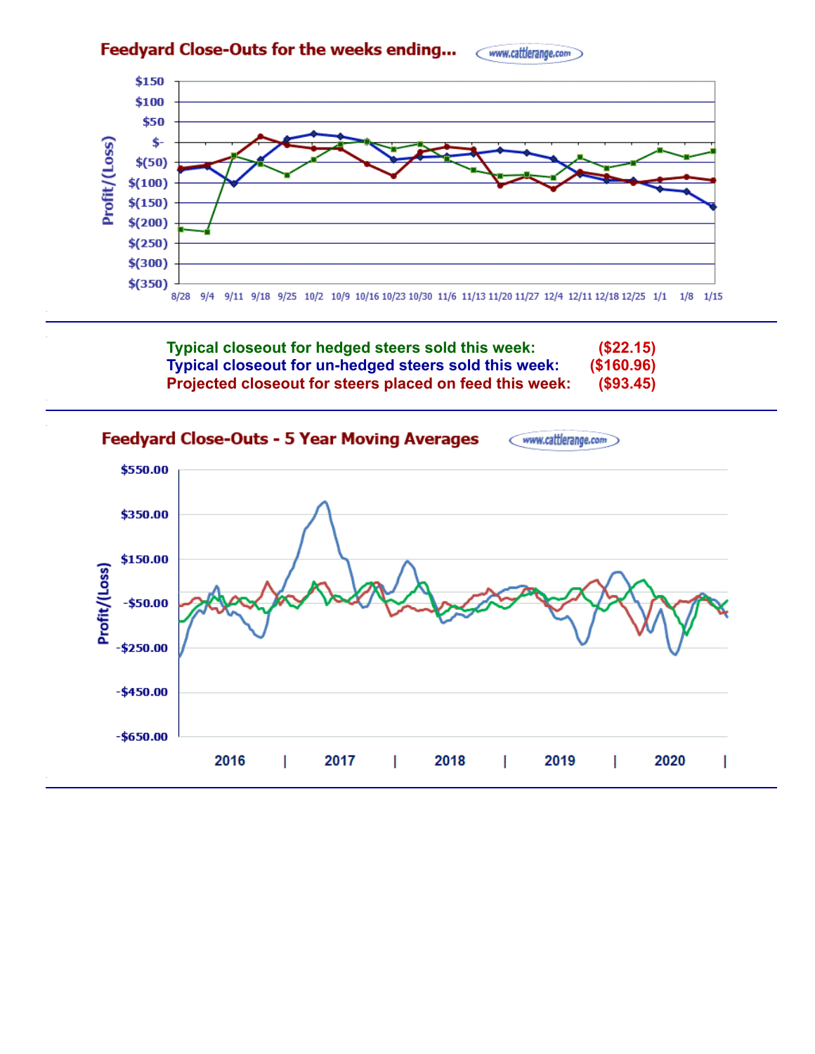## Feedyard Close-Outs for the weeks ending...

www.cattlerange.com

Profit/(Loss)

$150
$100
$50
$-
$(50)
$(100)
$(150)
$(200)
$(250)
$(300)
$(350)

8/28 9/4 9/11 9/18 9/25 10/2 10/9 10/16 10/23 10/30 11/6 11/13 11/20 11/27 12/4 12/11 12/18 12/25 1/1 1/8 1/15

---

| | |
|---|---|
| Typical closeout for hedged steers sold this week: | ($22.15) |
| Typical closeout for un-hedged steers sold this week: | ($160.96) |
| Projected closeout for steers placed on feed this week: | ($93.45) |

---

## Feedyard Close-Outs - 5 Year Moving Averages

www.cattlerange.com

Profit/(Loss)

$550.00
$350.00
$150.00
-$50.00
-$250.00
-$450.00
-$650.00

2016 | 2017 | 2018 | 2019 | 2020 |